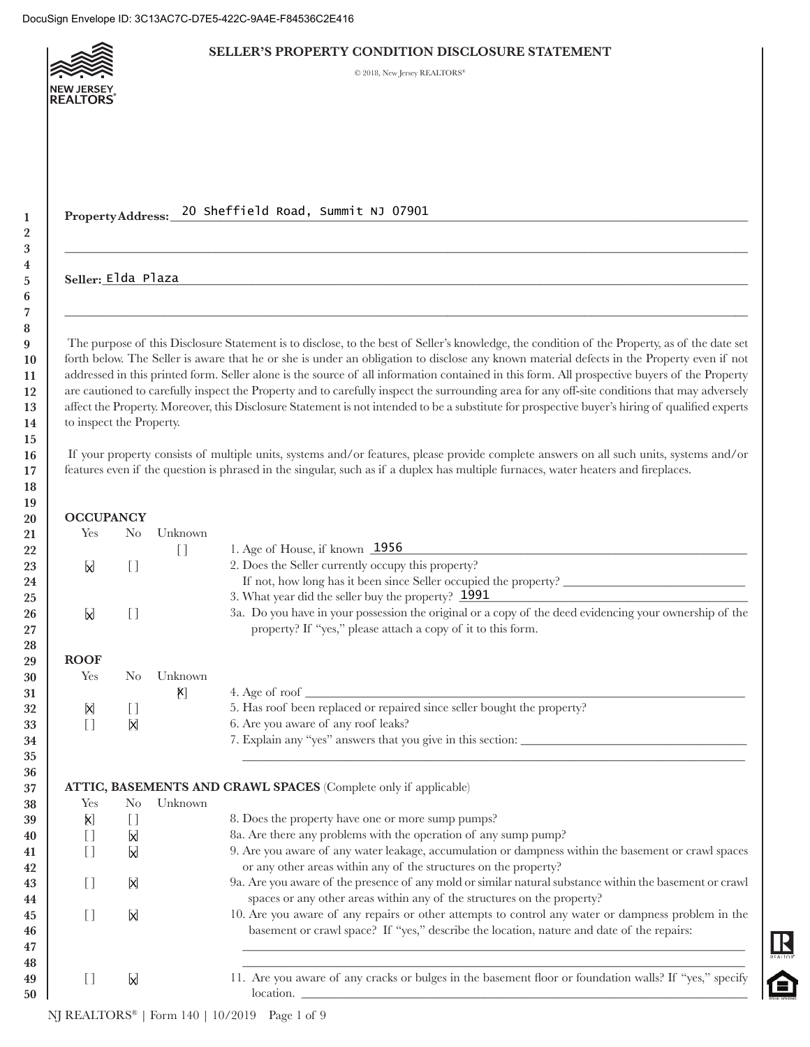DocuSign Envelope ID: 3C13AC7C-D7E5-422C-9A4E-F84536C2E416

NEW JERSEY REALTORS®

# SELLER'S PROPERTY CONDITION DISCLOSURE STATEMENT

© 2018, New Jersey REALTORS®

**Property Address:** 20 Sheffield Road, Summit NJ 07901

**Seller:** Elda Plaza

The purpose of this Disclosure Statement is to disclose, to the best of Seller's knowledge, the condition of the Property, as of the date set forth below. The Seller is aware that he or she is under an obligation to disclose any known material defects in the Property even if not addressed in this printed form. Seller alone is the source of all information contained in this form. All prospective buyers of the Property are cautioned to carefully inspect the Property and to carefully inspect the surrounding area for any off-site conditions that may adversely affect the Property. Moreover, this Disclosure Statement is not intended to be a substitute for prospective buyer's hiring of qualified experts to inspect the Property.

If your property consists of multiple units, systems and/or features, please provide complete answers on all such units, systems and/or features even if the question is phrased in the singular, such as if a duplex has multiple furnaces, water heaters and fireplaces.

## OCCUPANCY

| Yes | No | Unknown | |
|---|---|---|---|
| | | [ ] | 1. Age of House, if known 1956 |
| [X] | [ ] | | 2. Does the Seller currently occupy this property? If not, how long has it been since Seller occupied the property? ______ |
| | | | 3. What year did the seller buy the property? 1991 |
| [X] | [ ] | | 3a. Do you have in your possession the original or a copy of the deed evidencing your ownership of the property? If "yes," please attach a copy of it to this form. |

## ROOF

| Yes | No | Unknown | |
|---|---|---|---|
| | | [X] | 4. Age of roof ______ |
| [X] | [ ] | | 5. Has roof been replaced or repaired since seller bought the property? |
| [ ] | [X] | | 6. Are you aware of any roof leaks? |
| | | | 7. Explain any "yes" answers that you give in this section: ______ |

## ATTIC, BASEMENTS AND CRAWL SPACES (Complete only if applicable)

| Yes | No | Unknown | |
|---|---|---|---|
| [X] | [ ] | | 8. Does the property have one or more sump pumps? |
| [ ] | [X] | | 8a. Are there any problems with the operation of any sump pump? |
| [ ] | [X] | | 9. Are you aware of any water leakage, accumulation or dampness within the basement or crawl spaces or any other areas within any of the structures on the property? |
| [ ] | [X] | | 9a. Are you aware of the presence of any mold or similar natural substance within the basement or crawl spaces or any other areas within any of the structures on the property? |
| [ ] | [X] | | 10. Are you aware of any repairs or other attempts to control any water or dampness problem in the basement or crawl space? If "yes," describe the location, nature and date of the repairs: ______ |
| [ ] | [X] | | 11. Are you aware of any cracks or bulges in the basement floor or foundation walls? If "yes," specify location. ______ |

NJ REALTORS® | Form 140 | 10/2019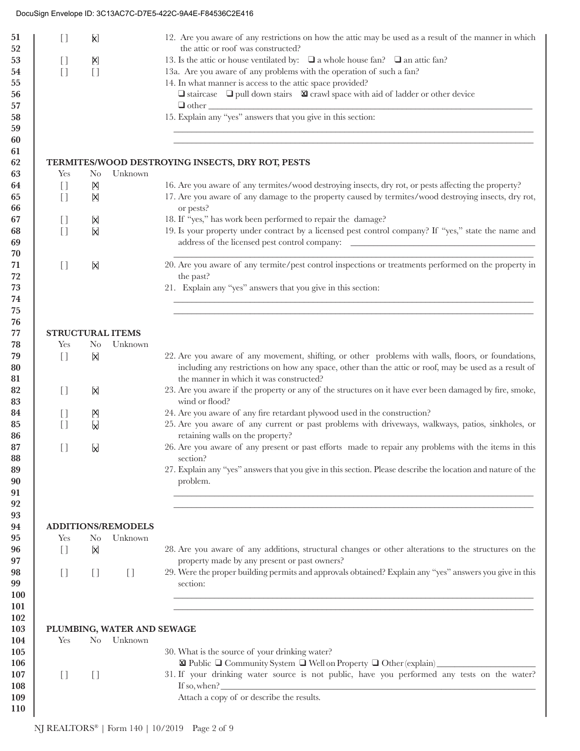| Line | Yes | No | Unknown | Question |
|---|---|---|---|---|
| 51–52 | [ ] | [X] | | 12. Are you aware of any restrictions on how the attic may be used as a result of the manner in which the attic or roof was constructed? |
| 53 | [ ] | [X] | | 13. Is the attic or house ventilated by: ❑ a whole house fan? ❑ an attic fan? |
| 54 | [ ] | [ ] | | 13a. Are you aware of any problems with the operation of such a fan? |
| 55–57 | | | | 14. In what manner is access to the attic space provided? ❑ staircase ❑ pull down stairs ☒ crawl space with aid of ladder or other device ❑ other ______________________ |
| 58–60 | | | | 15. Explain any "yes" answers that you give in this section: ______________________ |

## TERMITES/WOOD DESTROYING INSECTS, DRY ROT, PESTS

| Line | Yes | No | Unknown | Question |
|---|---|---|---|---|
| 64 | [ ] | [X] | | 16. Are you aware of any termites/wood destroying insects, dry rot, or pests affecting the property? |
| 65–66 | [ ] | [X] | | 17. Are you aware of any damage to the property caused by termites/wood destroying insects, dry rot, or pests? |
| 67 | [ ] | [X] | | 18. If "yes," has work been performed to repair the damage? |
| 68–70 | [ ] | [X] | | 19. Is your property under contract by a licensed pest control company? If "yes," state the name and address of the licensed pest control company: ______________________ |
| 71–72 | [ ] | [X] | | 20. Are you aware of any termite/pest control inspections or treatments performed on the property in the past? |
| 73–75 | | | | 21. Explain any "yes" answers that you give in this section: ______________________ |

## STRUCTURAL ITEMS

| Line | Yes | No | Unknown | Question |
|---|---|---|---|---|
| 79–81 | [ ] | [X] | | 22. Are you aware of any movement, shifting, or other problems with walls, floors, or foundations, including any restrictions on how any space, other than the attic or roof, may be used as a result of the manner in which it was constructed? |
| 82–83 | [ ] | [X] | | 23. Are you aware if the property or any of the structures on it have ever been damaged by fire, smoke, wind or flood? |
| 84 | [ ] | [X] | | 24. Are you aware of any fire retardant plywood used in the construction? |
| 85–86 | [ ] | [X] | | 25. Are you aware of any current or past problems with driveways, walkways, patios, sinkholes, or retaining walls on the property? |
| 87–88 | [ ] | [X] | | 26. Are you aware of any present or past efforts made to repair any problems with the items in this section? |
| 89–92 | | | | 27. Explain any "yes" answers that you give in this section. Please describe the location and nature of the problem. ______________________ |

## ADDITIONS/REMODELS

| Line | Yes | No | Unknown | Question |
|---|---|---|---|---|
| 96–97 | [ ] | [X] | | 28. Are you aware of any additions, structural changes or other alterations to the structures on the property made by any present or past owners? |
| 98–101 | [ ] | [ ] | [ ] | 29. Were the proper building permits and approvals obtained? Explain any "yes" answers you give in this section: ______________________ |

## PLUMBING, WATER AND SEWAGE

| Line | Yes | No | Unknown | Question |
|---|---|---|---|---|
| 105–106 | | | | 30. What is the source of your drinking water? ☒ Public ❑ Community System ❑ Well on Property ❑ Other (explain) ______________________ |
| 107–109 | [ ] | [ ] | | 31. If your drinking water source is not public, have you performed any tests on the water? If so, when? ______________________ Attach a copy of or describe the results. |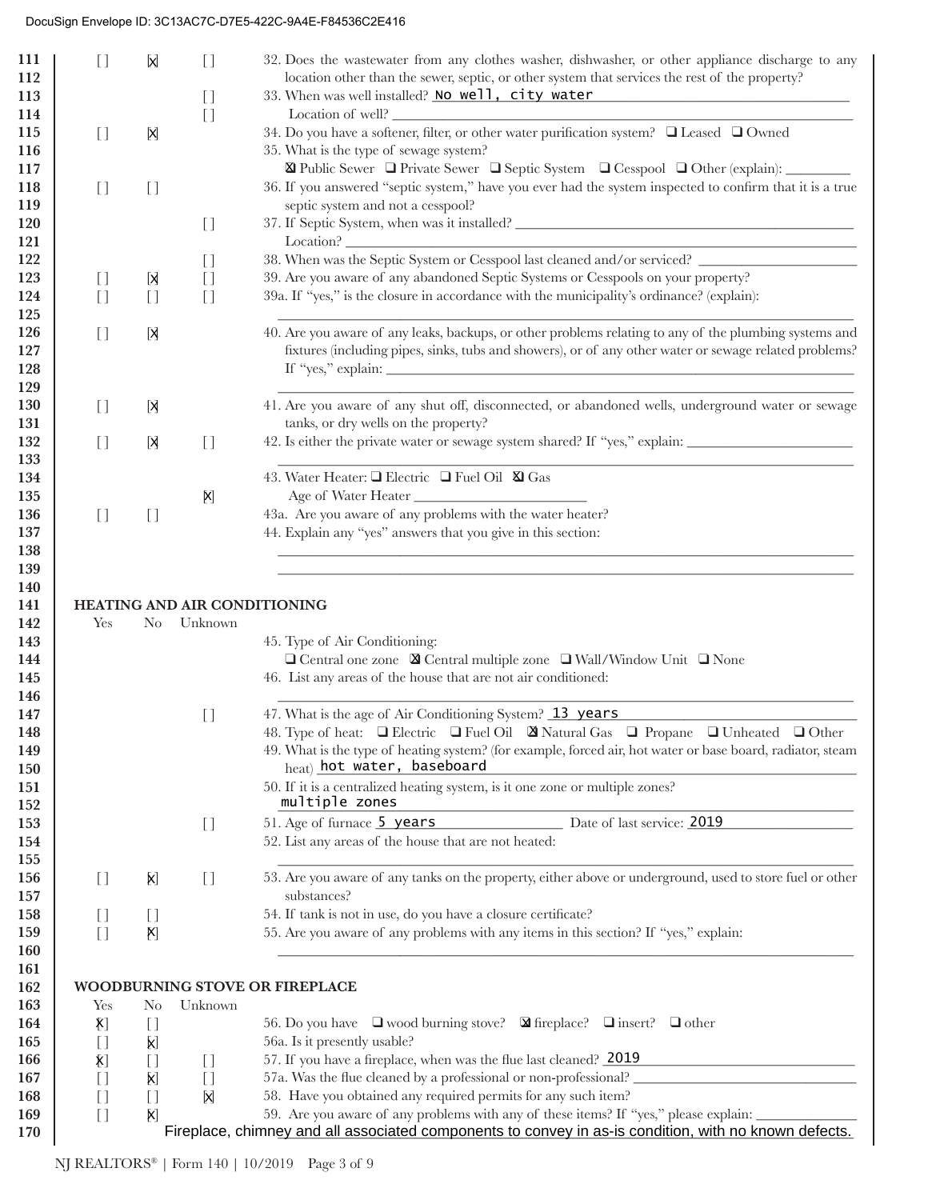| Line | Yes | No | Unknown | Question |
|---|---|---|---|---|
| 111 | [ ] | [X] | [ ] | 32. Does the wastewater from any clothes washer, dishwasher, or other appliance discharge to any |
| 112 | | | | location other than the sewer, septic, or other system that services the rest of the property? |
| 113 | | | [ ] | 33. When was well installed? No well, city water |
| 114 | | | [ ] | Location of well? ___ |
| 115 | [ ] | [X] | | 34. Do you have a softener, filter, or other water purification system? ❑ Leased ❑ Owned |
| 116 | | | | 35. What is the type of sewage system? |
| 117 | | | | ☒ Public Sewer ❑ Private Sewer ❑ Septic System ❑ Cesspool ❑ Other (explain): ___ |
| 118 | [ ] | [ ] | | 36. If you answered "septic system," have you ever had the system inspected to confirm that it is a true |
| 119 | | | | septic system and not a cesspool? |
| 120 | | | [ ] | 37. If Septic System, when was it installed? ___ |
| 121 | | | | Location? ___ |
| 122 | | | [ ] | 38. When was the Septic System or Cesspool last cleaned and/or serviced? ___ |
| 123 | [ ] | [X] | [ ] | 39. Are you aware of any abandoned Septic Systems or Cesspools on your property? |
| 124 | [ ] | [ ] | [ ] | 39a. If "yes," is the closure in accordance with the municipality's ordinance? (explain): |
| 125 | | | | ___ |
| 126 | [ ] | [X] | | 40. Are you aware of any leaks, backups, or other problems relating to any of the plumbing systems and |
| 127 | | | | fixtures (including pipes, sinks, tubs and showers), or of any other water or sewage related problems? |
| 128 | | | | If "yes," explain: ___ |
| 129 | | | | ___ |
| 130 | [ ] | [X] | | 41. Are you aware of any shut off, disconnected, or abandoned wells, underground water or sewage |
| 131 | | | | tanks, or dry wells on the property? |
| 132 | [ ] | [X] | [ ] | 42. Is either the private water or sewage system shared? If "yes," explain: ___ |
| 133 | | | | ___ |
| 134 | | | | 43. Water Heater: ❑ Electric ❑ Fuel Oil ☒ Gas |
| 135 | | | [X] | Age of Water Heater ___ |
| 136 | [ ] | [ ] | | 43a. Are you aware of any problems with the water heater? |
| 137 | | | | 44. Explain any "yes" answers that you give in this section: |
| 138 | | | | ___ |
| 139 | | | | ___ |
| 140 | | | | |

**HEATING AND AIR CONDITIONING**

| Line | Yes | No | Unknown | Question |
|---|---|---|---|---|
| 143 | | | | 45. Type of Air Conditioning: |
| 144 | | | | ❑ Central one zone ☒ Central multiple zone ❑ Wall/Window Unit ❑ None |
| 145 | | | | 46. List any areas of the house that are not air conditioned: |
| 146 | | | | ___ |
| 147 | | | [ ] | 47. What is the age of Air Conditioning System? 13 years |
| 148 | | | | 48. Type of heat: ❑ Electric ❑ Fuel Oil ☒ Natural Gas ❑ Propane ❑ Unheated ❑ Other |
| 149 | | | | 49. What is the type of heating system? (for example, forced air, hot water or base board, radiator, steam |
| 150 | | | | heat) hot water, baseboard |
| 151 | | | | 50. If it is a centralized heating system, is it one zone or multiple zones? |
| 152 | | | | multiple zones |
| 153 | | | [ ] | 51. Age of furnace 5 years Date of last service: 2019 |
| 154 | | | | 52. List any areas of the house that are not heated: |
| 155 | | | | ___ |
| 156 | [ ] | [X] | [ ] | 53. Are you aware of any tanks on the property, either above or underground, used to store fuel or other |
| 157 | | | | substances? |
| 158 | [ ] | [ ] | | 54. If tank is not in use, do you have a closure certificate? |
| 159 | [ ] | [X] | | 55. Are you aware of any problems with any items in this section? If "yes," explain: |
| 160 | | | | ___ |
| 161 | | | | |

**WOODBURNING STOVE OR FIREPLACE**

| Line | Yes | No | Unknown | Question |
|---|---|---|---|---|
| 164 | [X] | [ ] | | 56. Do you have ❑ wood burning stove? ☒ fireplace? ❑ insert? ❑ other |
| 165 | [ ] | [X] | | 56a. Is it presently usable? |
| 166 | [X] | [ ] | [ ] | 57. If you have a fireplace, when was the flue last cleaned? 2019 |
| 167 | [ ] | [X] | [ ] | 57a. Was the flue cleaned by a professional or non-professional? ___ |
| 168 | [ ] | [ ] | [X] | 58. Have you obtained any required permits for any such item? |
| 169 | [ ] | [X] | | 59. Are you aware of any problems with any of these items? If "yes," please explain: ___ |
| 170 | | | | Fireplace, chimney and all associated components to convey in as-is condition, with no known defects. |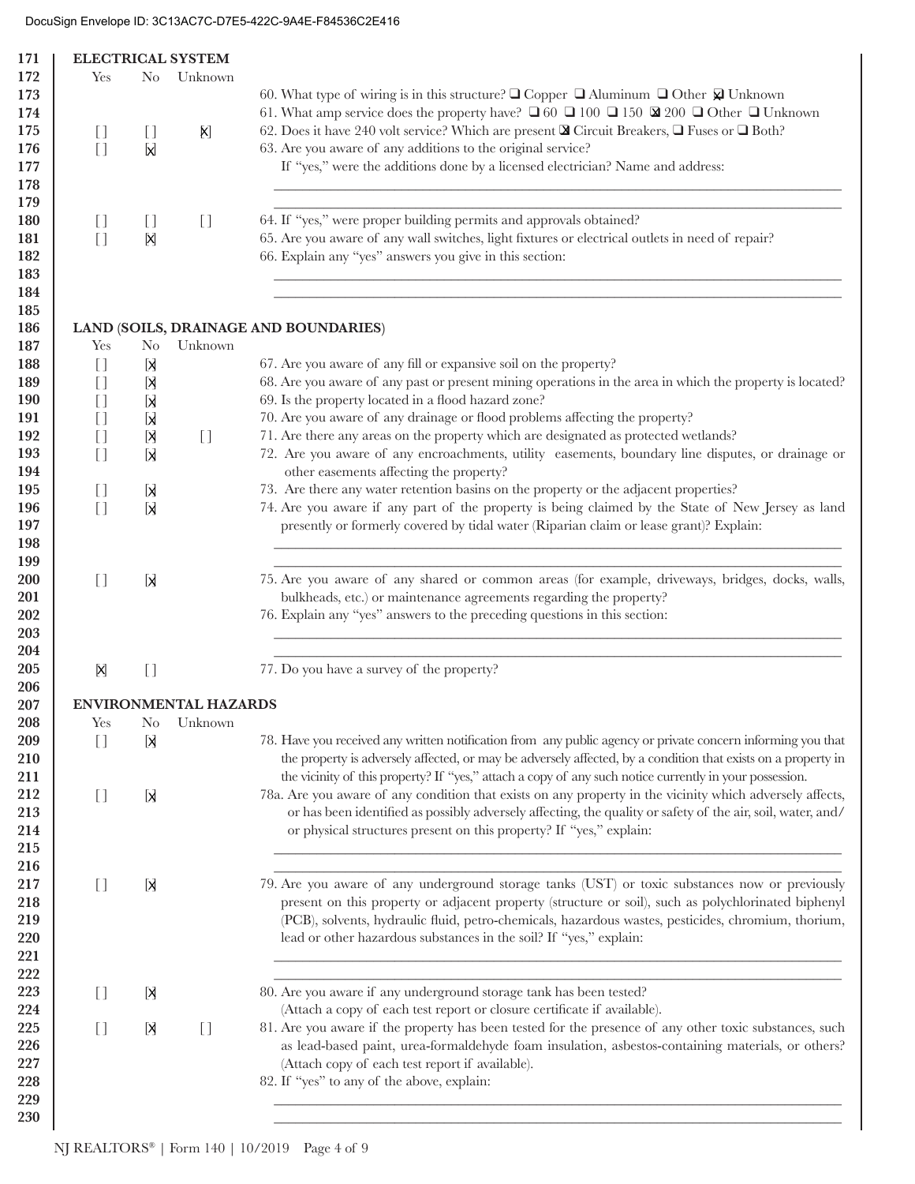DocuSign Envelope ID: 3C13AC7C-D7E5-422C-9A4E-F84536C2E416

## ELECTRICAL SYSTEM

| Line | Yes | No | Unknown | Question |
|---|---|---|---|---|
| 171–173 | | | | 60. What type of wiring is in this structure? ☐ Copper ☐ Aluminum ☐ Other ☒ Unknown |
| 174 | | | | 61. What amp service does the property have? ☐ 60 ☐ 100 ☐ 150 ☒ 200 ☐ Other ☐ Unknown |
| 175 | [ ] | [ ] | [X] | 62. Does it have 240 volt service? Which are present ☒ Circuit Breakers, ☐ Fuses or ☐ Both? |
| 176–179 | [ ] | [X] | | 63. Are you aware of any additions to the original service? If "yes," were the additions done by a licensed electrician? Name and address: ______ |
| 180 | [ ] | [ ] | [ ] | 64. If "yes," were proper building permits and approvals obtained? |
| 181 | [ ] | [X] | | 65. Are you aware of any wall switches, light fixtures or electrical outlets in need of repair? |
| 182–184 | | | | 66. Explain any "yes" answers you give in this section: ______ |

## LAND (SOILS, DRAINAGE AND BOUNDARIES)

| Line | Yes | No | Unknown | Question |
|---|---|---|---|---|
| 188 | [ ] | [X] | | 67. Are you aware of any fill or expansive soil on the property? |
| 189 | [ ] | [X] | | 68. Are you aware of any past or present mining operations in the area in which the property is located? |
| 190 | [ ] | [X] | | 69. Is the property located in a flood hazard zone? |
| 191 | [ ] | [X] | | 70. Are you aware of any drainage or flood problems affecting the property? |
| 192 | [ ] | [X] | [ ] | 71. Are there any areas on the property which are designated as protected wetlands? |
| 193–194 | [ ] | [X] | | 72. Are you aware of any encroachments, utility easements, boundary line disputes, or drainage or other easements affecting the property? |
| 195 | [ ] | [X] | | 73. Are there any water retention basins on the property or the adjacent properties? |
| 196–199 | [ ] | [X] | | 74. Are you aware if any part of the property is being claimed by the State of New Jersey as land presently or formerly covered by tidal water (Riparian claim or lease grant)? Explain: ______ |
| 200–201 | [ ] | [X] | | 75. Are you aware of any shared or common areas (for example, driveways, bridges, docks, walls, bulkheads, etc.) or maintenance agreements regarding the property? |
| 202–204 | | | | 76. Explain any "yes" answers to the preceding questions in this section: ______ |
| 205 | [X] | [ ] | | 77. Do you have a survey of the property? |

## ENVIRONMENTAL HAZARDS

| Line | Yes | No | Unknown | Question |
|---|---|---|---|---|
| 209–211 | [ ] | [X] | | 78. Have you received any written notification from any public agency or private concern informing you that the property is adversely affected, or may be adversely affected, by a condition that exists on a property in the vicinity of this property? If "yes," attach a copy of any such notice currently in your possession. |
| 212–216 | [ ] | [X] | | 78a. Are you aware of any condition that exists on any property in the vicinity which adversely affects, or has been identified as possibly adversely affecting, the quality or safety of the air, soil, water, and/or physical structures present on this property? If "yes," explain: ______ |
| 217–222 | [ ] | [X] | | 79. Are you aware of any underground storage tanks (UST) or toxic substances now or previously present on this property or adjacent property (structure or soil), such as polychlorinated biphenyl (PCB), solvents, hydraulic fluid, petro-chemicals, hazardous wastes, pesticides, chromium, thorium, lead or other hazardous substances in the soil? If "yes," explain: ______ |
| 223–224 | [ ] | [X] | | 80. Are you aware if any underground storage tank has been tested? (Attach a copy of each test report or closure certificate if available). |
| 225–227 | [ ] | [X] | [ ] | 81. Are you aware if the property has been tested for the presence of any other toxic substances, such as lead-based paint, urea-formaldehyde foam insulation, asbestos-containing materials, or others? (Attach copy of each test report if available). |
| 228–230 | | | | 82. If "yes" to any of the above, explain: ______ |

NJ REALTORS® | Form 140 | 10/2019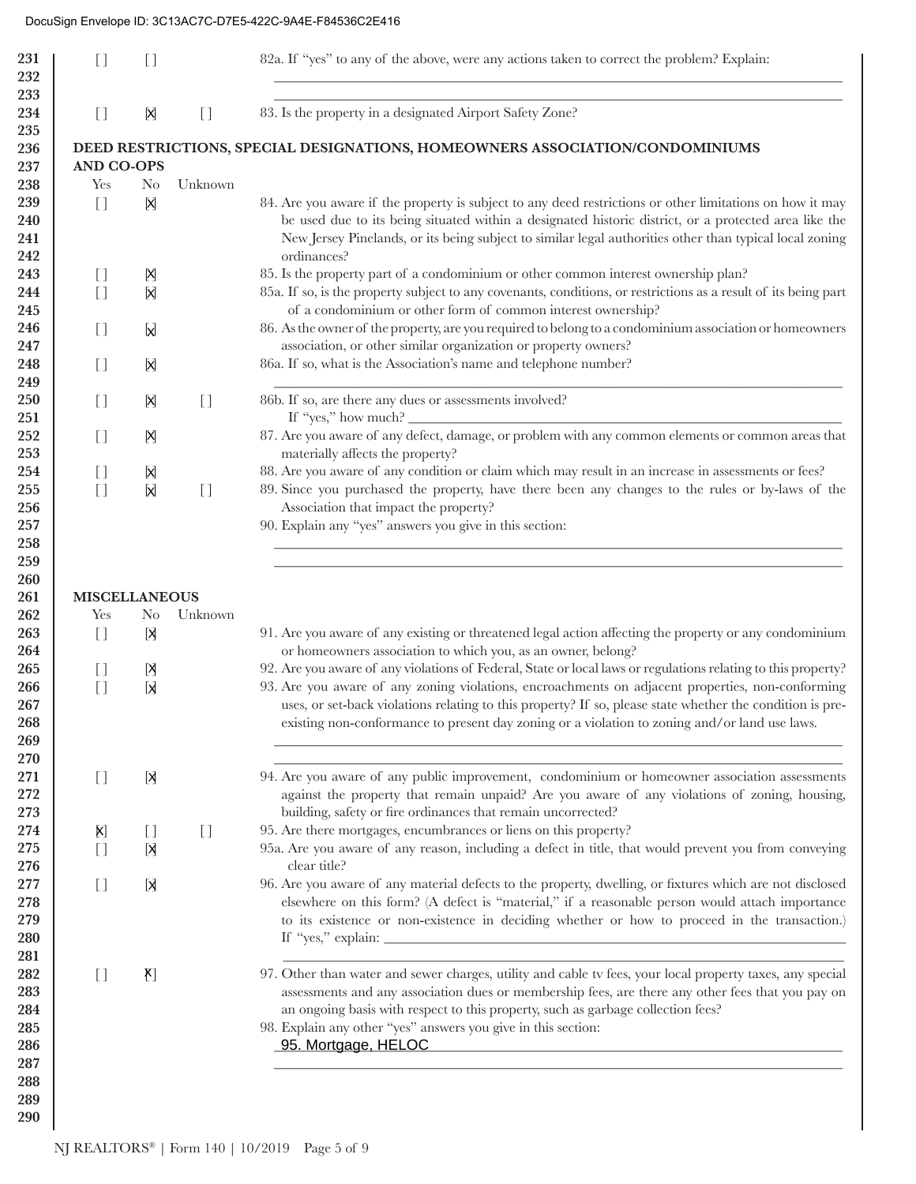DocuSign Envelope ID: 3C13AC7C-D7E5-422C-9A4E-F84536C2E416

| Yes | No | Unknown | |
|---|---|---|---|
| [ ] | [ ] | | 82a. If "yes" to any of the above, were any actions taken to correct the problem? Explain: |
| [ ] | [X] | [ ] | 83. Is the property in a designated Airport Safety Zone? |

## DEED RESTRICTIONS, SPECIAL DESIGNATIONS, HOMEOWNERS ASSOCIATION/CONDOMINIUMS AND CO-OPS

| Yes | No | Unknown | |
|---|---|---|---|
| [ ] | [X] | | 84. Are you aware if the property is subject to any deed restrictions or other limitations on how it may be used due to its being situated within a designated historic district, or a protected area like the New Jersey Pinelands, or its being subject to similar legal authorities other than typical local zoning ordinances? |
| [ ] | [X] | | 85. Is the property part of a condominium or other common interest ownership plan? |
| [ ] | [X] | | 85a. If so, is the property subject to any covenants, conditions, or restrictions as a result of its being part of a condominium or other form of common interest ownership? |
| [ ] | [X] | | 86. As the owner of the property, are you required to belong to a condominium association or homeowners association, or other similar organization or property owners? |
| [ ] | [X] | | 86a. If so, what is the Association's name and telephone number? |
| [ ] | [X] | [ ] | 86b. If so, are there any dues or assessments involved? If "yes," how much? ______ |
| [ ] | [X] | | 87. Are you aware of any defect, damage, or problem with any common elements or common areas that materially affects the property? |
| [ ] | [X] | | 88. Are you aware of any condition or claim which may result in an increase in assessments or fees? |
| [ ] | [X] | [ ] | 89. Since you purchased the property, have there been any changes to the rules or by-laws of the Association that impact the property? |
| | | | 90. Explain any "yes" answers you give in this section: |

## MISCELLANEOUS

| Yes | No | Unknown | |
|---|---|---|---|
| [ ] | [X] | | 91. Are you aware of any existing or threatened legal action affecting the property or any condominium or homeowners association to which you, as an owner, belong? |
| [ ] | [X] | | 92. Are you aware of any violations of Federal, State or local laws or regulations relating to this property? |
| [ ] | [X] | | 93. Are you aware of any zoning violations, encroachments on adjacent properties, non-conforming uses, or set-back violations relating to this property? If so, please state whether the condition is pre-existing non-conformance to present day zoning or a violation to zoning and/or land use laws. |
| [ ] | [X] | | 94. Are you aware of any public improvement, condominium or homeowner association assessments against the property that remain unpaid? Are you aware of any violations of zoning, housing, building, safety or fire ordinances that remain uncorrected? |
| [X] | [ ] | [ ] | 95. Are there mortgages, encumbrances or liens on this property? |
| [ ] | [X] | | 95a. Are you aware of any reason, including a defect in title, that would prevent you from conveying clear title? |
| [ ] | [X] | | 96. Are you aware of any material defects to the property, dwelling, or fixtures which are not disclosed elsewhere on this form? (A defect is "material," if a reasonable person would attach importance to its existence or non-existence in deciding whether or how to proceed in the transaction.) If "yes," explain: ______ |
| [ ] | [X] | | 97. Other than water and sewer charges, utility and cable tv fees, your local property taxes, any special assessments and any association dues or membership fees, are there any other fees that you pay on an ongoing basis with respect to this property, such as garbage collection fees? |
| | | | 98. Explain any other "yes" answers you give in this section: 95. Mortgage, HELOC |

NJ REALTORS® | Form 140 | 10/2019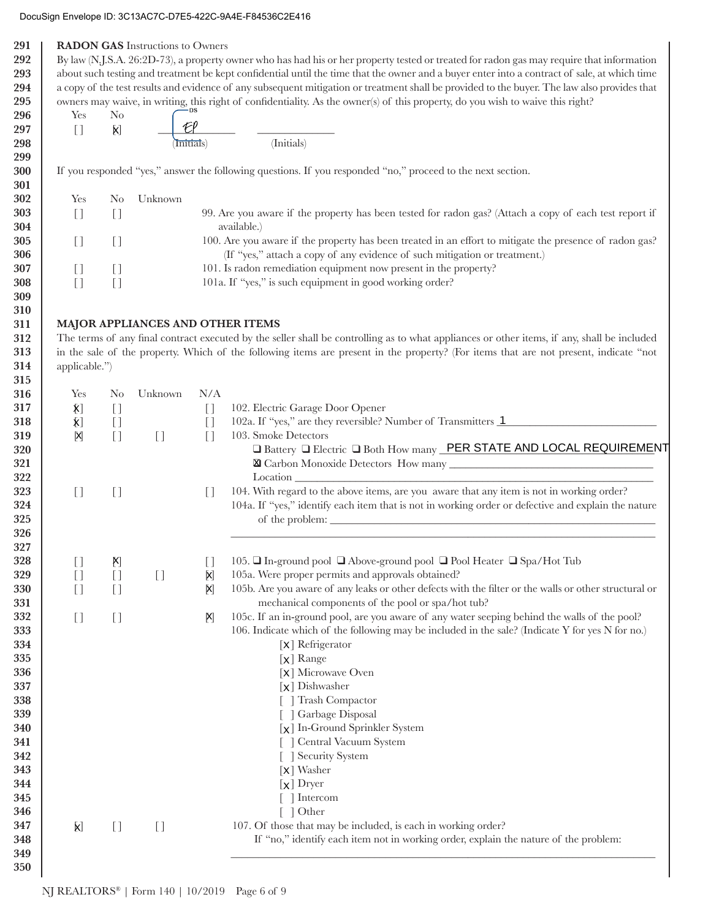DocuSign Envelope ID: 3C13AC7C-D7E5-422C-9A4E-F84536C2E416

**RADON GAS** Instructions to Owners

By law (N.J.S.A. 26:2D-73), a property owner who has had his or her property tested or treated for radon gas may require that information about such testing and treatment be kept confidential until the time that the owner and a buyer enter into a contract of sale, at which time a copy of the test results and evidence of any subsequent mitigation or treatment shall be provided to the buyer. The law also provides that owners may waive, in writing, this right of confidentiality. As the owner(s) of this property, do you wish to waive this right?

| Yes | No | | |
|---|---|---|---|
| [ ] | [x] | EP (Initials) | ______ (Initials) |

If you responded "yes," answer the following questions. If you responded "no," proceed to the next section.

| Yes | No | Unknown | |
|---|---|---|---|
| [ ] | [ ] | | 99. Are you aware if the property has been tested for radon gas? (Attach a copy of each test report if available.) |
| [ ] | [ ] | | 100. Are you aware if the property has been treated in an effort to mitigate the presence of radon gas? (If "yes," attach a copy of any evidence of such mitigation or treatment.) |
| [ ] | [ ] | | 101. Is radon remediation equipment now present in the property? |
| [ ] | [ ] | | 101a. If "yes," is such equipment in good working order? |

**MAJOR APPLIANCES AND OTHER ITEMS**

The terms of any final contract executed by the seller shall be controlling as to what appliances or other items, if any, shall be included in the sale of the property. Which of the following items are present in the property? (For items that are not present, indicate "not applicable.")

| Yes | No | Unknown | N/A | |
|---|---|---|---|---|
| [x] | [ ] | | [ ] | 102. Electric Garage Door Opener |
| [x] | [ ] | | [ ] | 102a. If "yes," are they reversible? Number of Transmitters 1 |
| [x] | [ ] | [ ] | [ ] | 103. Smoke Detectors<br>❑ Battery ❑ Electric ❑ Both How many PER STATE AND LOCAL REQUIREMENT<br>[x] Carbon Monoxide Detectors How many ______<br>Location ______ |
| [ ] | [ ] | | [ ] | 104. With regard to the above items, are you aware that any item is not in working order?<br>104a. If "yes," identify each item that is not in working order or defective and explain the nature of the problem: ______ |
| [ ] | [x] | | [ ] | 105. ❑ In-ground pool ❑ Above-ground pool ❑ Pool Heater ❑ Spa/Hot Tub |
| [ ] | [ ] | [ ] | [x] | 105a. Were proper permits and approvals obtained? |
| [ ] | [ ] | | [x] | 105b. Are you aware of any leaks or other defects with the filter or the walls or other structural or mechanical components of the pool or spa/hot tub? |
| [ ] | [ ] | | [x] | 105c. If an in-ground pool, are you aware of any water seeping behind the walls of the pool? |

106. Indicate which of the following may be included in the sale? (Indicate Y for yes N for no.)

- [x] Refrigerator
- [x] Range
- [x] Microwave Oven
- [x] Dishwasher
- [ ] Trash Compactor
- [ ] Garbage Disposal
- [x] In-Ground Sprinkler System
- [ ] Central Vacuum System
- [ ] Security System
- [x] Washer
- [x] Dryer
- [ ] Intercom
- [ ] Other

| Yes | No | Unknown | |
|---|---|---|---|
| [x] | [ ] | [ ] | 107. Of those that may be included, is each in working order?<br>If "no," identify each item not in working order, explain the nature of the problem: ______ |

NJ REALTORS® | Form 140 | 10/2019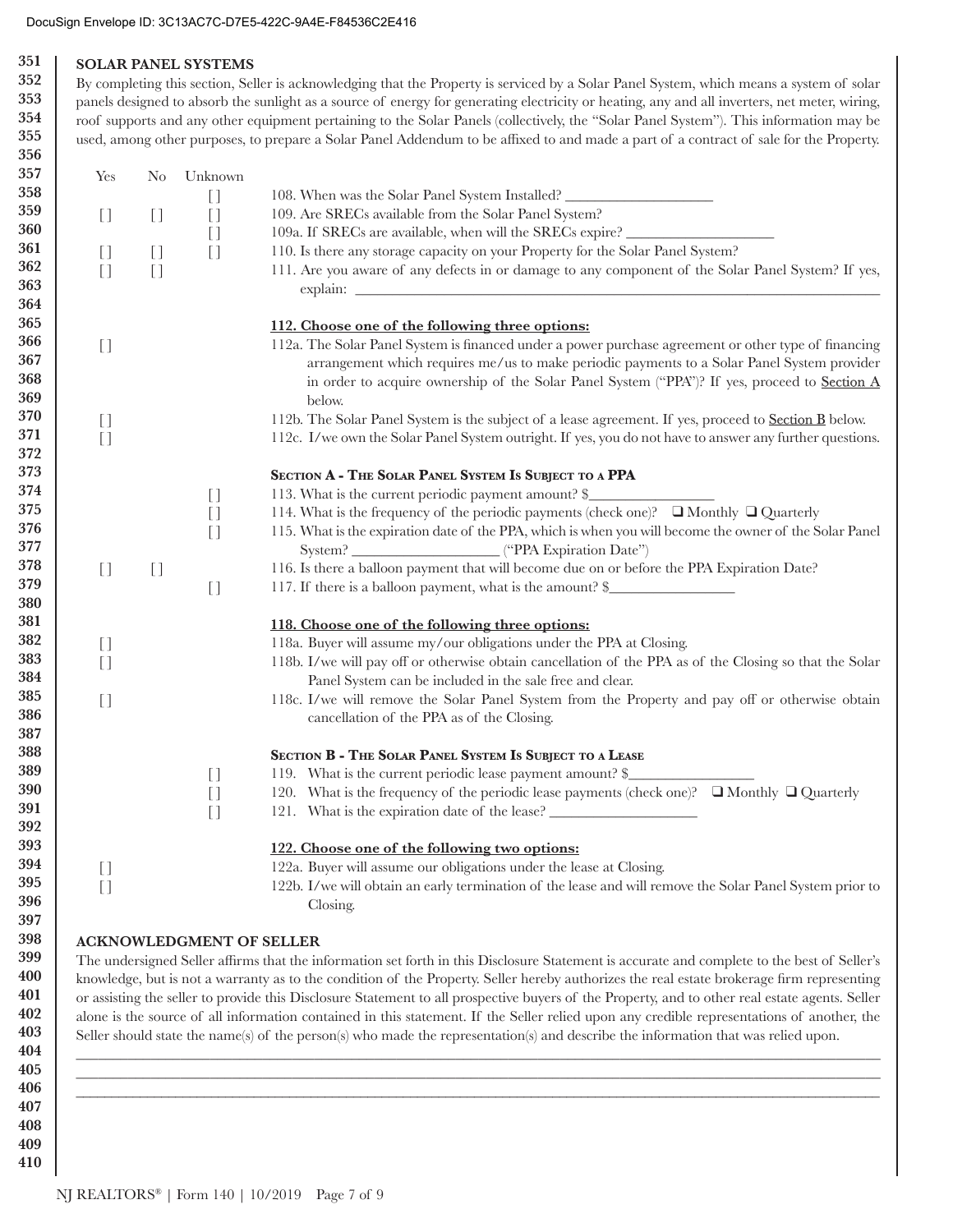DocuSign Envelope ID: 3C13AC7C-D7E5-422C-9A4E-F84536C2E416

## SOLAR PANEL SYSTEMS

By completing this section, Seller is acknowledging that the Property is serviced by a Solar Panel System, which means a system of solar panels designed to absorb the sunlight as a source of energy for generating electricity or heating, any and all inverters, net meter, wiring, roof supports and any other equipment pertaining to the Solar Panels (collectively, the "Solar Panel System"). This information may be used, among other purposes, to prepare a Solar Panel Addendum to be affixed to and made a part of a contract of sale for the Property.

| Yes | No | Unknown | |
|---|---|---|---|
| | | [] | 108. When was the Solar Panel System Installed? ____________________ |
| [] | [] | [] | 109. Are SRECs available from the Solar Panel System? |
| | | [] | 109a. If SRECs are available, when will the SRECs expire? ____________________ |
| [] | [] | [] | 110. Is there any storage capacity on your Property for the Solar Panel System? |
| [] | [] | | 111. Are you aware of any defects in or damage to any component of the Solar Panel System? If yes, explain: ____________________ |
| | | | **112. Choose one of the following three options:** |
| [] | | | 112a. The Solar Panel System is financed under a power purchase agreement or other type of financing arrangement which requires me/us to make periodic payments to a Solar Panel System provider in order to acquire ownership of the Solar Panel System ("PPA")? If yes, proceed to Section A below. |
| [] | | | 112b. The Solar Panel System is the subject of a lease agreement. If yes, proceed to Section B below. |
| [] | | | 112c. I/we own the Solar Panel System outright. If yes, you do not have to answer any further questions. |
| | | | **SECTION A - THE SOLAR PANEL SYSTEM IS SUBJECT TO A PPA** |
| | | [] | 113. What is the current periodic payment amount? $________________ |
| | | [] | 114. What is the frequency of the periodic payments (check one)? ❑ Monthly ❑ Quarterly |
| | | [] | 115. What is the expiration date of the PPA, which is when you will become the owner of the Solar Panel System? ____________________ ("PPA Expiration Date") |
| [] | [] | | 116. Is there a balloon payment that will become due on or before the PPA Expiration Date? |
| | | [] | 117. If there is a balloon payment, what is the amount? $________________ |
| | | | **118. Choose one of the following three options:** |
| [] | | | 118a. Buyer will assume my/our obligations under the PPA at Closing. |
| [] | | | 118b. I/we will pay off or otherwise obtain cancellation of the PPA as of the Closing so that the Solar Panel System can be included in the sale free and clear. |
| [] | | | 118c. I/we will remove the Solar Panel System from the Property and pay off or otherwise obtain cancellation of the PPA as of the Closing. |
| | | | **SECTION B - THE SOLAR PANEL SYSTEM IS SUBJECT TO A LEASE** |
| | | [] | 119. What is the current periodic lease payment amount? $________________ |
| | | [] | 120. What is the frequency of the periodic lease payments (check one)? ❑ Monthly ❑ Quarterly |
| | | [] | 121. What is the expiration date of the lease? ____________________ |
| | | | **122. Choose one of the following two options:** |
| [] | | | 122a. Buyer will assume our obligations under the lease at Closing. |
| [] | | | 122b. I/we will obtain an early termination of the lease and will remove the Solar Panel System prior to Closing. |

## ACKNOWLEDGMENT OF SELLER

The undersigned Seller affirms that the information set forth in this Disclosure Statement is accurate and complete to the best of Seller's knowledge, but is not a warranty as to the condition of the Property. Seller hereby authorizes the real estate brokerage firm representing or assisting the seller to provide this Disclosure Statement to all prospective buyers of the Property, and to other real estate agents. Seller alone is the source of all information contained in this statement. If the Seller relied upon any credible representations of another, the Seller should state the name(s) of the person(s) who made the representation(s) and describe the information that was relied upon.

________________________________________________________________________________

________________________________________________________________________________

________________________________________________________________________________

NJ REALTORS® | Form 140 | 10/2019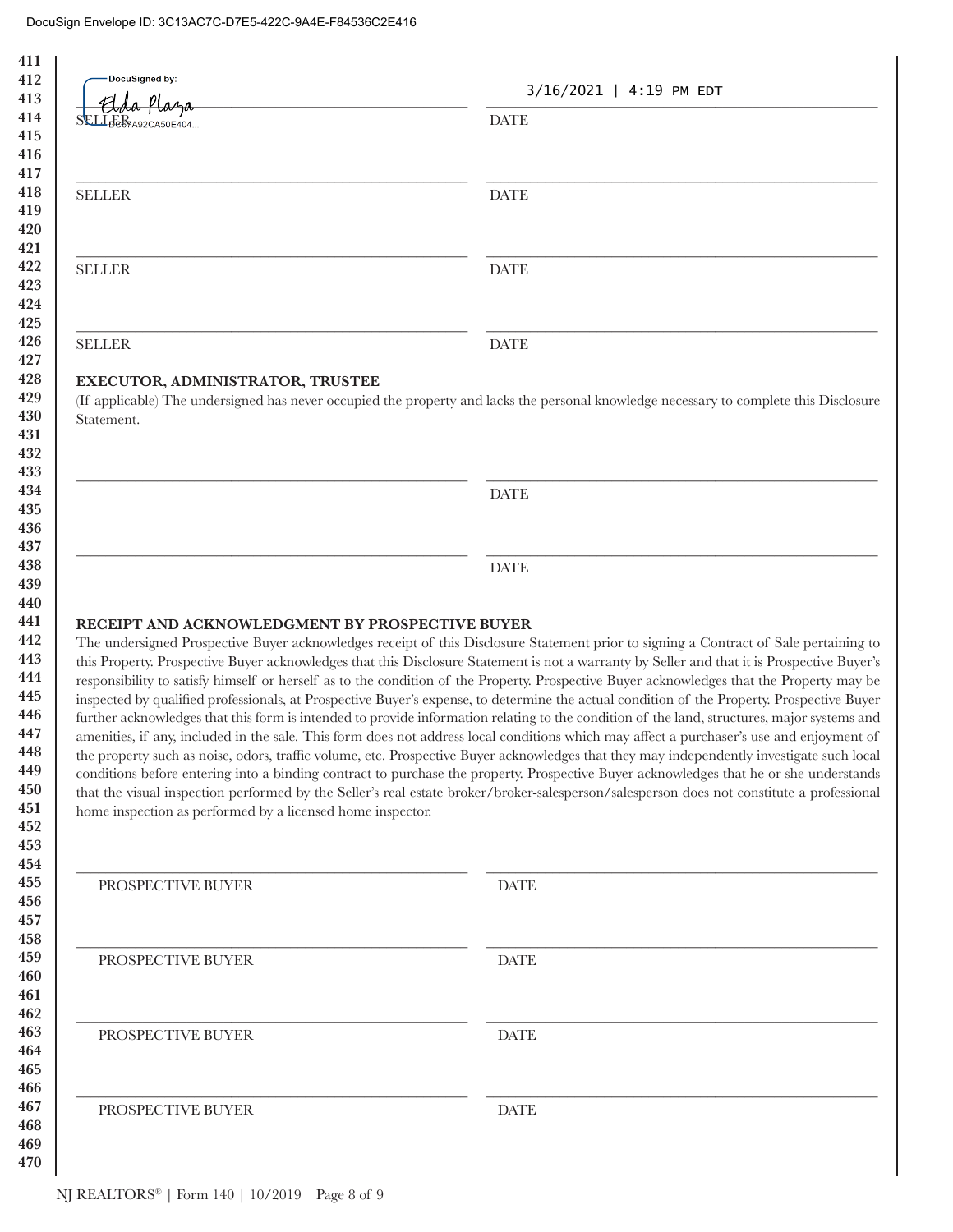DocuSign Envelope ID: 3C13AC7C-D7E5-422C-9A4E-F84536C2E416

DocuSigned by: Elda Plaza
D86YA92CA50E404

| | |
|---|---|
| SELLER | DATE 3/16/2021 \| 4:19 PM EDT |
| SELLER | DATE |
| SELLER | DATE |
| SELLER | DATE |

**EXECUTOR, ADMINISTRATOR, TRUSTEE**

(If applicable) The undersigned has never occupied the property and lacks the personal knowledge necessary to complete this Disclosure Statement.

| | |
|---|---|
| | DATE |
| | DATE |

**RECEIPT AND ACKNOWLEDGMENT BY PROSPECTIVE BUYER**

The undersigned Prospective Buyer acknowledges receipt of this Disclosure Statement prior to signing a Contract of Sale pertaining to this Property. Prospective Buyer acknowledges that this Disclosure Statement is not a warranty by Seller and that it is Prospective Buyer's responsibility to satisfy himself or herself as to the condition of the Property. Prospective Buyer acknowledges that the Property may be inspected by qualified professionals, at Prospective Buyer's expense, to determine the actual condition of the Property. Prospective Buyer further acknowledges that this form is intended to provide information relating to the condition of the land, structures, major systems and amenities, if any, included in the sale. This form does not address local conditions which may affect a purchaser's use and enjoyment of the property such as noise, odors, traffic volume, etc. Prospective Buyer acknowledges that they may independently investigate such local conditions before entering into a binding contract to purchase the property. Prospective Buyer acknowledges that he or she understands that the visual inspection performed by the Seller's real estate broker/broker-salesperson/salesperson does not constitute a professional home inspection as performed by a licensed home inspector.

| | |
|---|---|
| PROSPECTIVE BUYER | DATE |
| PROSPECTIVE BUYER | DATE |
| PROSPECTIVE BUYER | DATE |
| PROSPECTIVE BUYER | DATE |

NJ REALTORS® | Form 140 | 10/2019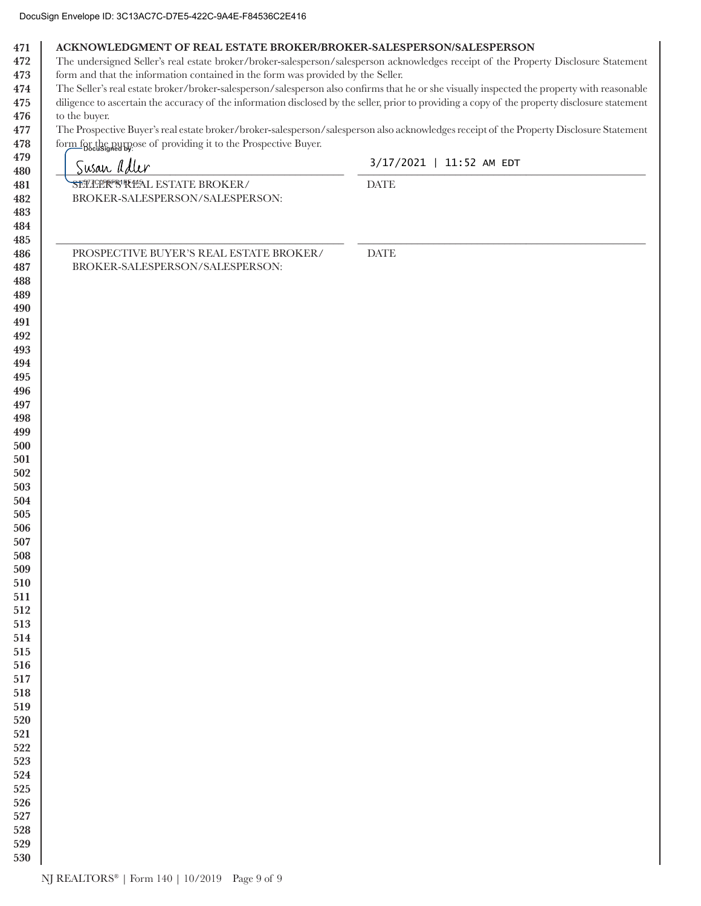## ACKNOWLEDGMENT OF REAL ESTATE BROKER/BROKER-SALESPERSON/SALESPERSON

The undersigned Seller's real estate broker/broker-salesperson/salesperson acknowledges receipt of the Property Disclosure Statement form and that the information contained in the form was provided by the Seller.

The Seller's real estate broker/broker-salesperson/salesperson also confirms that he or she visually inspected the property with reasonable diligence to ascertain the accuracy of the information disclosed by the seller, prior to providing a copy of the property disclosure statement to the buyer.

The Prospective Buyer's real estate broker/broker-salesperson/salesperson also acknowledges receipt of the Property Disclosure Statement form for the purpose of providing it to the Prospective Buyer.

DocuSigned by:

Susan Adler

3/17/2021 | 11:52 AM EDT

SELLER'S REAL ESTATE BROKER/ BROKER-SALESPERSON/SALESPERSON: ________________________ DATE ________________________

PROSPECTIVE BUYER'S REAL ESTATE BROKER/ BROKER-SALESPERSON/SALESPERSON: ________________________ DATE ________________________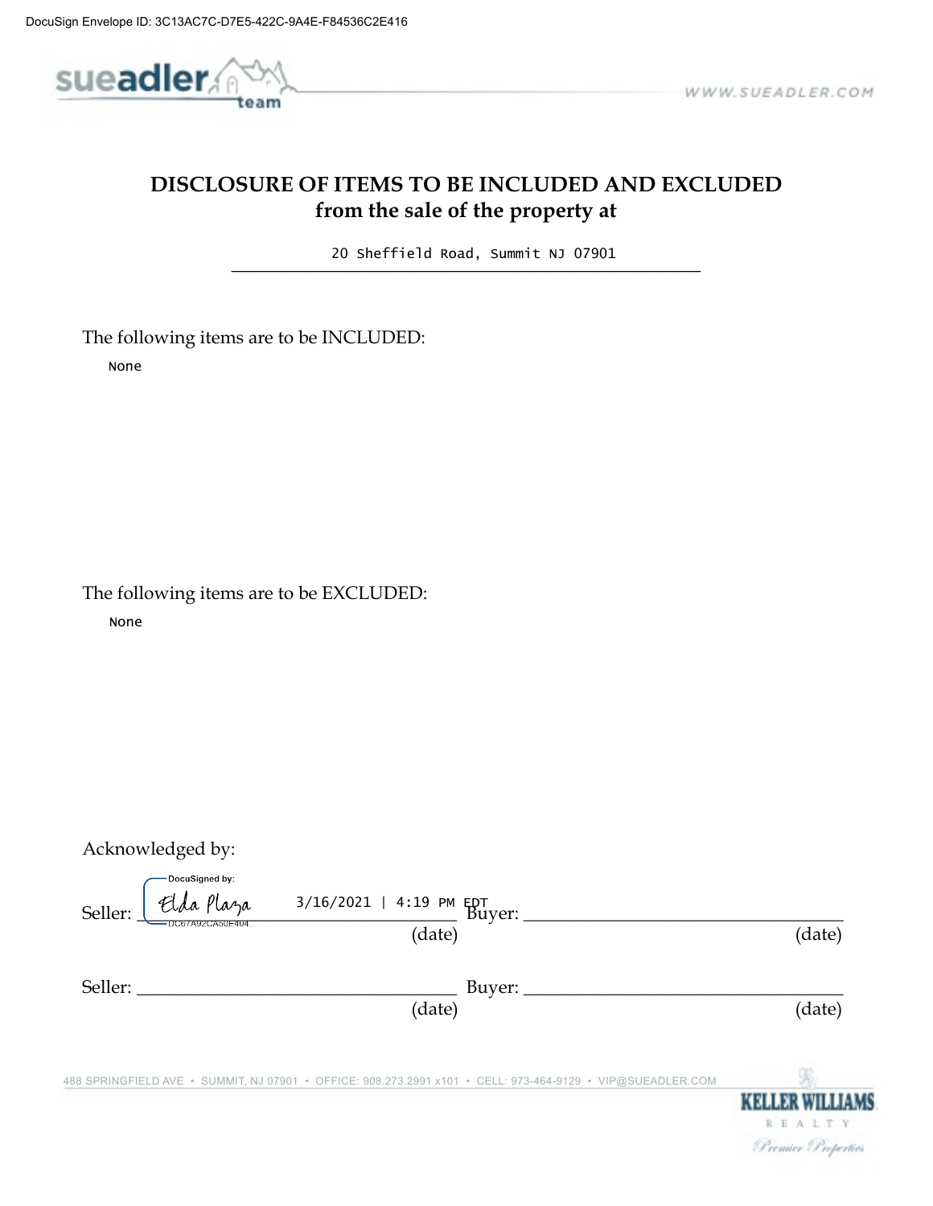DocuSign Envelope ID: 3C13AC7C-D7E5-422C-9A4E-F84536C2E416

sueadler team

WWW.SUEADLER.COM

# DISCLOSURE OF ITEMS TO BE INCLUDED AND EXCLUDED
## from the sale of the property at

20 Sheffield Road, Summit NJ 07901

The following items are to be INCLUDED:

None

The following items are to be EXCLUDED:

None

Acknowledged by:

Seller: DocuSigned by: Elda Plaza DC67A92CA50E404... 3/16/2021 | 4:19 PM EDT (date) Buyer: ______________________ (date)

Seller: ______________________ (date) Buyer: ______________________ (date)

488 SPRINGFIELD AVE • SUMMIT, NJ 07901 • OFFICE: 908.273.2991 x101 • CELL: 973-464-9129 • VIP@SUEADLER.COM

KELLER WILLIAMS REALTY Premier Properties